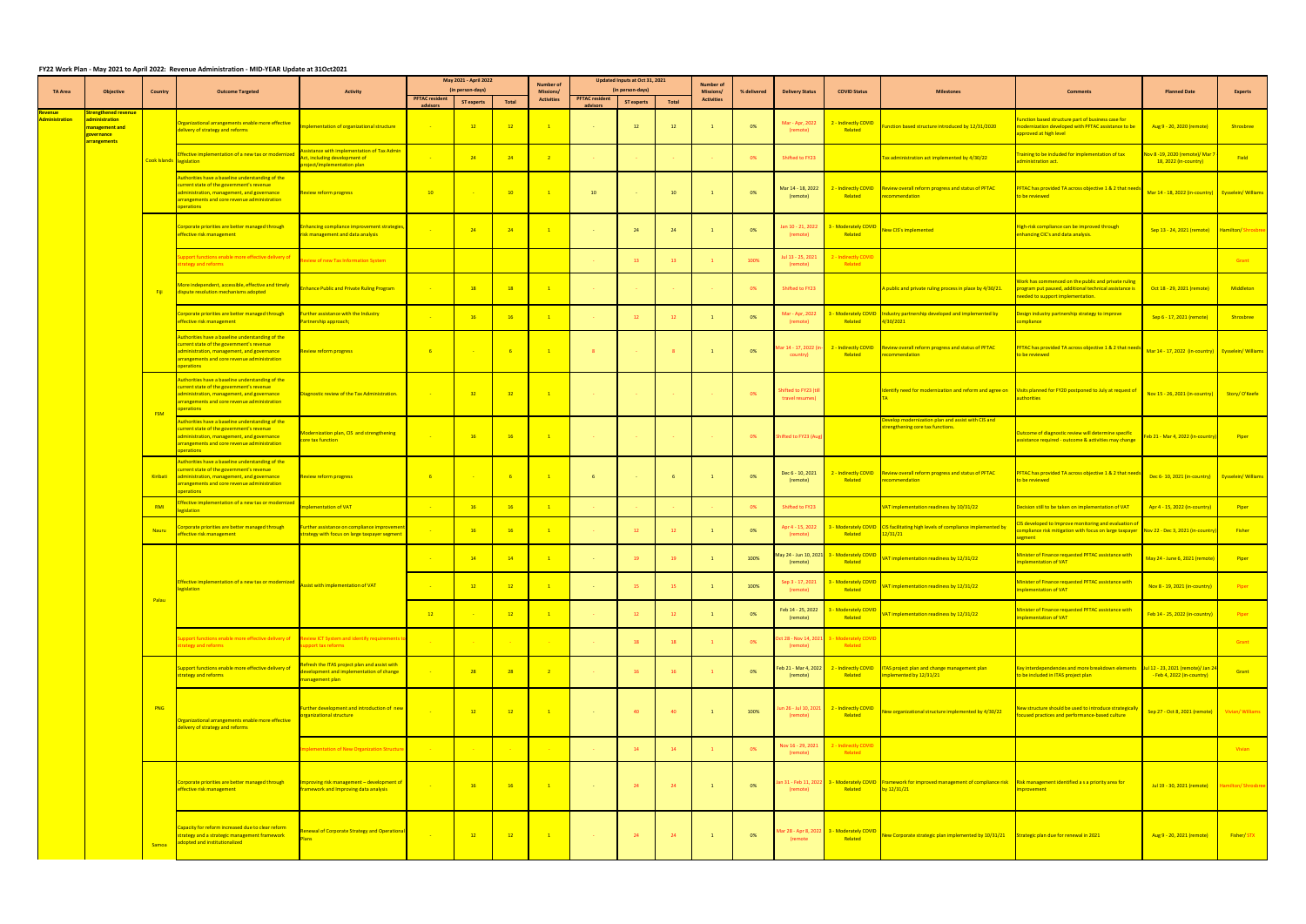## FY22 Work Plan - May 2021 to April 2022: Revenue Administration - MID-YEAR Update at 31Oct2021

| TA Area | Objective | Country | Outcome Targeted | Activity | May 2021 - April 2022 (in person-days) | | | Number of Missions/ Activities | Updated Inputs at Oct 31, 2021 (in person-days) | | | Number of Missions/ Activities | % delivered | Delivery Status | COVID Status | Milestones | Comments | Planned Date | Experts |
|---|---|---|---|---|---|---|---|---|---|---|---|---|---|---|---|---|---|---|---|
| | | | | | PFTAC resident advisors | ST experts | Total | | PFTAC resident advisors | ST experts | Total | | | | | | | | |
| Revenue Administration | Strengthened revenue administration management and governance arrangements | Cook Islands | Organizational arrangements enable more effective delivery of strategy and reforms | Implementation of organizational structure | - | 12 | 12 | 1 | - | 12 | 12 | 1 | 0% | Mar - Apr, 2022 (remote) | 2 - Indirectly COVID Related | Function based structure introduced by 12/31/2020 | Function based structure part of business case for modernization developed with PFTAC assistance to be approved at high level | Aug 9 - 20, 2020 (remote) | Shrosbree |
| | | Cook Islands | Effective implementation of a new tax or modernized legislation | Assistance with implementation of Tax Admin Act, including development of project/implementation plan | - | 24 | 24 | 2 | - | - | - | - | 0% | Shifted to FY23 | | Tax administration act implemented by 4/30/22 | Training to be included for implementation of tax administration act. | Nov 8 -19, 2020 (remote)/ Mar 7 - 18, 2022 (in-country) | Field |
| | | Cook Islands | Authorities have a baseline understanding of the current state of the government's revenue administration, management, and governance arrangements and core revenue administration operations | Review reform progress | 10 | - | 10 | 1 | 10 | - | 10 | 1 | 0% | Mar 14 - 18, 2022 (remote) | 2 - Indirectly COVID Related | Review overall reform progress and status of PFTAC recommendation | PFTAC has provided TA across objective 1 & 2 that needs to be reviewed | Mar 14 - 18, 2022 (in-country) | Eysselein/ Williams |
| | | Fiji | Corporate priorities are better managed through effective risk management | Enhancing compliance improvement strategies, risk management and data analysis | - | 24 | 24 | 1 | - | 24 | 24 | 1 | 0% | Jan 10 - 21, 2022 (remote) | 3 - Moderately COVID Related | New CIS's implemented | High-risk compliance can be improved through enhancing CIC's and data analysis. | Sep 13 - 24, 2021 (remote) | Hamilton/ Shrosbree |
| | | Fiji | Support functions enable more effective delivery of strategy and reforms | Review of new Tax Information System | | | | | - | 13 | 13 | 1 | 100% | Jul 13 - 25, 2021 (remote) | 2 - Indirectly COVID Related | | | | Grant |
| | | Fiji | More independent, accessible, effective and timely dispute resolution mechanisms adopted | Enhance Public and Private Ruling Program | - | 18 | 18 | 1 | - | - | - | - | 0% | Shifted to FY23 | | A public and private ruling process in place by 4/30/21. | Work has commenced on the public and private ruling program put paused, additional technical assistance is needed to support implementation. | Oct 18 - 29, 2021 (remote) | Middleton |
| | | Fiji | Corporate priorities are better managed through effective risk management | Further assistance with the Industry Partnership approach; | - | 16 | 16 | 1 | - | 12 | 12 | 1 | 0% | Mar - Apr, 2022 (remote) | 3 - Moderately COVID Related | Industry partnership developed and implemented by 4/30/2021 | Design industry partnership strategy to improve compliance | Sep 6 - 17, 2021 (remote) | Shrosbree |
| | | Fiji | Authorities have a baseline understanding of the current state of the government's revenue administration, management, and governance arrangements and core revenue administration operations | Review reform progress | 6 | - | 6 | 1 | 8 | - | 8 | 1 | 0% | Mar 14 - 17, 2022 (in-country) | 2 - Indirectly COVID Related | Review overall reform progress and status of PFTAC recommendation | PFTAC has provided TA across objective 1 & 2 that needs to be reviewed | Mar 14 - 17, 2022 (in-country) | Eysselein/ Williams |
| | | FSM | Authorities have a baseline understanding of the current state of the government's revenue administration, management, and governance arrangements and core revenue administration operations | Diagnostic review of the Tax Administration. | - | 32 | 32 | 1 | - | - | - | - | 0% | Shifted to FY23 (till travel resumes) | | Identify need for modernization and reform and agree on TA | Visits planned for FY20 postponed to July at request of authorities | Nov 15 - 26, 2021 (in-country) | Story/ O'Keefe |
| | | FSM | Authorities have a baseline understanding of the current state of the government's revenue administration, management, and governance arrangements and core revenue administration operations | Modernization plan, CIS and strengthening core tax function | - | 16 | 16 | 1 | - | - | - | - | 0% | Shifted to FY23 (Aug) | | Develop modernization plan and assist with CIS and strengthening core tax functions. | Outcome of diagnostic review will determine specific assistance required - outcome & activities may change | Feb 21 - Mar 4, 2022 (in-country) | Piper |
| | | Kiribati | Authorities have a baseline understanding of the current state of the government's revenue administration, management, and governance arrangements and core revenue administration operations | Review reform progress | 6 | - | 6 | 1 | 6 | - | 6 | 1 | 0% | Dec 6 - 10, 2021 (remote) | 2 - Indirectly COVID Related | Review overall reform progress and status of PFTAC recommendation | PFTAC has provided TA across objective 1 & 2 that needs to be reviewed | Dec 6- 10, 2021 (in-country) | Eysselein/ Williams |
| | | RMI | Effective implementation of a new tax or modernized legislation | Implementation of VAT | - | 16 | 16 | 1 | - | - | - | - | 0% | Shifted to FY23 | | VAT implementation readiness by 10/31/22 | Decision still to be taken on implementation of VAT | Apr 4 - 15, 2022 (in-country) | Piper |
| | | Nauru | Corporate priorities are better managed through effective risk management | Further assistance on compliance improvement strategy with focus on large taxpayer segment | - | 16 | 16 | 1 | - | 12 | 12 | 1 | 0% | Apr 4 - 15, 2022 (remote) | 3 - Moderately COVID Related | CIS facilitating high levels of compliance implemented by 12/31/21 | CIS developed to improve monitoring and evaluation of compliance risk mitigation with focus on large taxpayer segment | Nov 22 - Dec 3, 2021 (in-country) | Fisher |
| | | Palau | Effective implementation of a new tax or modernized legislation | Assist with implementation of VAT | - | 14 | 14 | 1 | - | 19 | 19 | 1 | 100% | May 24 - Jun 10, 2021 (remote) | 3 - Moderately COVID Related | VAT implementation readiness by 12/31/22 | Minister of Finance requested PFTAC assistance with implementation of VAT | May 24 - June 6, 2021 (remote) | Piper |
| | | Palau | Effective implementation of a new tax or modernized legislation | Assist with implementation of VAT | - | 12 | 12 | 1 | - | 15 | 15 | 1 | 100% | Sep 3 - 17, 2021 (remote) | 3 - Moderately COVID Related | VAT implementation readiness by 12/31/22 | Minister of Finance requested PFTAC assistance with implementation of VAT | Nov 8 - 19, 2021 (in-country) | Piper |
| | | Palau | Effective implementation of a new tax or modernized legislation | Assist with implementation of VAT | 12 | - | 12 | 1 | - | 12 | 12 | 1 | 0% | Feb 14 - 25, 2022 (remote) | 3 - Moderately COVID Related | VAT implementation readiness by 12/31/22 | Minister of Finance requested PFTAC assistance with implementation of VAT | Feb 14 - 25, 2022 (in-country) | Piper |
| | | Palau | Support functions enable more effective delivery of strategy and reforms | Review ICT System and identify requirements to support tax reforms | - | - | - | - | - | 18 | 18 | 1 | 0% | Oct 28 - Nov 14, 2021 (remote) | 3 - Moderately COVID Related | | | | Grant |
| | | PNG | Support functions enable more effective delivery of strategy and reforms | Refresh the ITAS project plan and assist with development and implementation of change management plan | - | 28 | 28 | 2 | - | 16 | 16 | 1 | 0% | Feb 21 - Mar 4, 2022 (remote) | 2 - Indirectly COVID Related | ITAS project plan and change management plan implemented by 12/31/21 | Key interdependencies and more breakdown elements to be included in ITAS project plan | Jul 12 - 23, 2021 (remote)/ Jan 24 - Feb 4, 2022 (in-country) | Grant |
| | | PNG | Organizational arrangements enable more effective delivery of strategy and reforms | Further development and introduction of new organizational structure | - | 12 | 12 | 1 | - | 40 | 40 | 1 | 100% | Jun 26 - Jul 10, 2021 (remote) | 2 - Indirectly COVID Related | New organizational structure implemented by 4/30/22 | New structure should be used to introduce strategically focused practices and performance-based culture | Sep 27 - Oct 8, 2021 (remote) | Vivian/ Williams |
| | | PNG | Organizational arrangements enable more effective delivery of strategy and reforms | Implementation of New Organization Structure | - | - | - | - | - | 14 | 14 | 1 | 0% | Nov 16 - 29, 2021 (remote) | 2 - Indirectly COVID Related | | | | Vivian |
| | | PNG | Corporate priorities are better managed through effective risk management | Improving risk management – development of framework and improving data analysis | - | 16 | 16 | 1 | - | 24 | 24 | 1 | 0% | Jan 31 - Feb 11, 2022 (remote) | 3 - Moderately COVID Related | Framework for improved management of compliance risk by 12/31/21 | Risk management identified a s a priority area for improvement | Jul 19 - 30, 2021 (remote) | Hamilton/ Shrosbree |
| | | Samoa | Capacity for reform increased due to clear reform strategy and a strategic management framework adopted and institutionalized | Renewal of Corporate Strategy and Operational Plans | - | 12 | 12 | 1 | - | 24 | 24 | 1 | 0% | Mar 28 - Apr 8, 2022 (remote) | 3 - Moderately COVID Related | New Corporate strategic plan implemented by 10/31/21 | Strategic plan due for renewal in 2021 | Aug 9 - 20, 2021 (remote) | Fisher/ STX |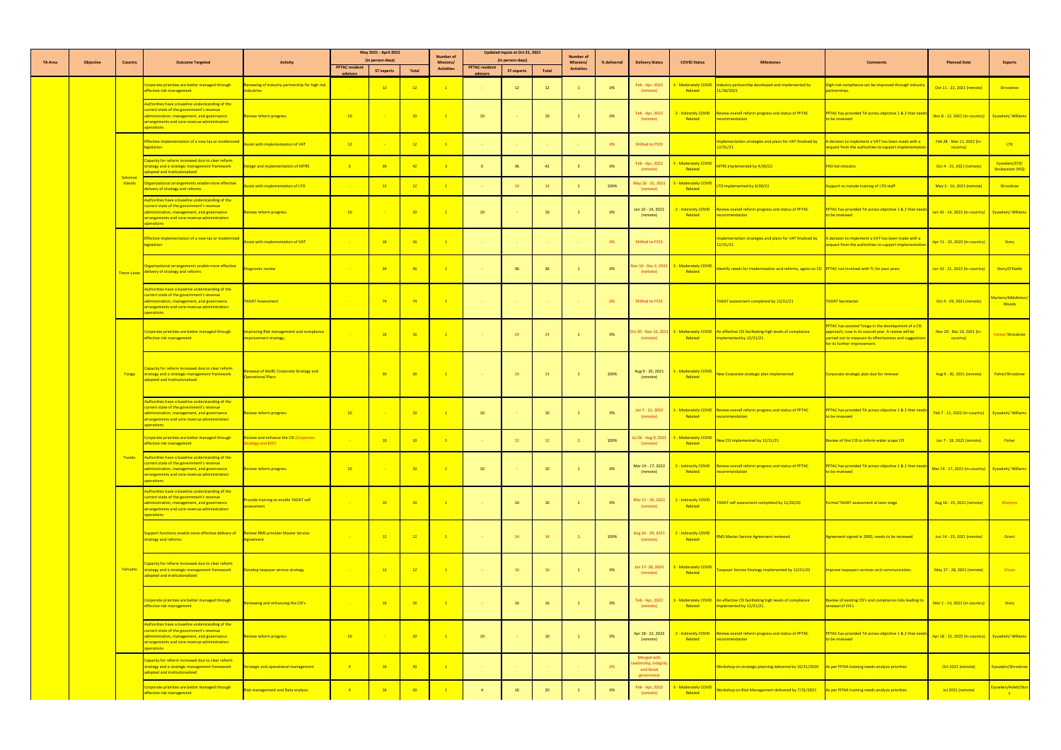| TA Area | Objective | Country | Outcome Targeted | Activity | May 2021 - April 2022 (in person-days) | | | Number of Missions/ Activities | Updated Inputs at Oct 31, 2021 (in person-days) | | | Number of Missions/ Activities | % delivered | Delivery Status | COVID Status | Milestones | Comments | Planned Date | Experts |
|---|---|---|---|---|---|---|---|---|---|---|---|---|---|---|---|---|---|---|---|
| | | | | | PFTAC resident advisors | ST experts | Total | | PFTAC resident advisors | ST experts | Total | | | | | | | | |
| | | Solomon Islands | Corporate priorities are better managed through effective risk management | Renewing of industry partnership for high risk industries | - | 12 | 12 | 1 | - | 12 | 12 | 1 | 0% | Feb - Apr, 2022 (remote) | 3 - Moderately COVID Related | Industry partnership developed and implemented by 11/30/2021 | High-risk compliance can be improved through industry partnerships. | Oct 11 - 22, 2021 (remote) | Shrosbree |
| | | | Authorities have a baseline understanding of the current state of the government's revenue administration, management, and governance arrangements and core revenue administration operations | Review reform progress | 10 | - | 10 | 1 | 10 | - | 10 | 1 | 0% | Feb - Apr, 2022 (remote) | 2 - Indirectly COVID Related | Review overall reform progress and status of PFTAC recommendation | PFTAC has provided TA across objective 1 & 2 that needs to be reviewed | Nov 8 - 12, 2021 (in-country) | Eysselein/ Williams |
| | | | Effective implementation of a new tax or modernized legislation | Assist with implementation of VAT | 12 | - | 12 | 1 | - | - | - | - | 0% | Shifted to FY23 | | Implementation strategies and plans for VAT finalized by 12/31/21. | A decision to implement a VAT has been made with a request from the authorities to support implementation. | Feb 28 - Mar 11, 2022 (in-country) | LTX |
| | | | Capacity for reform increased due to clear reform strategy and a strategic management framework adopted and institutionalized | Design and implementation of MTRS | 6 | 36 | 42 | 3 | 6 | 36 | 42 | 3 | 0% | Feb - Apr, 2022 (remote) | 3 - Moderately COVID Related | MTRS implemented by 4/30/22 | FAD led missions | Oct 4 - 15, 2021 (remote) | Eysselein/STX/ Koukpaizan (HQ) |
| | | | Organizational arrangements enable more effective delivery of strategy and reforms | Assist with implementation of LTO | - | 12 | 12 | 1 | - | 14 | 14 | 1 | 100% | May 18 - 31, 2021 (remote) | 3 - Moderately COVID Related | LTO implemented by 4/30/22 | Support to include training of LTO staff | May 3 - 14, 2021 (remote) | Shrosbree |
| | | Timor-Leste | Authorities have a baseline understanding of the current state of the government's revenue administration, management, and governance arrangements and core revenue administration operations | Review reform progress | 10 | - | 10 | 1 | 10 | - | 10 | 1 | 0% | Jan 10 - 14, 2022 (remote) | 2 - Indirectly COVID Related | Review overall reform progress and status of PFTAC recommendation | PFTAC has provided TA across objective 1 & 2 that needs to be reviewed | Jan 10 - 14, 2022 (in-country) | Eysselein/ Williams |
| | | | Effective implementation of a new tax or modernized legislation | Assist with implementation of VAT | - | 16 | 16 | 1 | - | - | - | - | 0% | Shifted to FY23 | | Implementation strategies and plans for VAT finalized by 12/31/21. | A decision to implement a VAT has been made with a request from the authorities to support implementation. | Apr 11 - 22, 2022 (in-country) | Story |
| | | | Organizational arrangements enable more effective delivery of strategy and reforms | Diagnostic review | - | 36 | 36 | 1 | - | 36 | 36 | 1 | 0% | Nov 10 - Dec 2, 2021 (remote) | 3 - Moderately COVID Related | Identify needs for modernization and reforms, agree on CD | PFTAC not involved with TL for past years | Jan 10 - 21, 2022 (in-country) | Story/O'Keefe |
| | | | Authorities have a baseline understanding of the current state of the government's revenue administration, management, and governance arrangements and core revenue administration operations | TADAT Assessment | - | 74 | 74 | 1 | - | - | - | - | 0% | Shifted to FY23 | | TADAT assessment completed by 12/31/21 | TADAT Secretariat | Oct 4 - 29, 2021 (remote) | Martens/Middleton/ Woods |
| | | Tonga | Corporate priorities are better managed through effective risk management | Improving Risk management and compliance improvement strategy; | - | 16 | 16 | 1 | - | 24 | 24 | 1 | 0% | Oct 30 - Nov 10, 2021 (remote) | 3 - Moderately COVID Related | An effective CIS facilitating high levels of compliance implemented by 12/31/21. | PFTAC has assisted Tonga in the development of a CIS approach, now in its second year. A review will be carried out to measure its effectiveness and suggestions for its further improvement. | Nov 29 - Dec 10, 2021 (in-country) | Home/ Shrosbree |
| | | | Capacity for reform increased due to clear reform strategy and a strategic management framework adopted and institutionalized | Renewal of MoRC Corporate Strategy and Operational Plans | - | 30 | 30 | 1 | - | 24 | 24 | 1 | 100% | Aug 9 - 20, 2021 (remote) | 3 - Moderately COVID Related | New Corporate strategic plan implemented | Corporate strategic plan due for renewal | Aug 9 - 20, 2021 (remote) | Fisher/Shrosbree |
| | | | Authorities have a baseline understanding of the current state of the government's revenue administration, management, and governance arrangements and core revenue administration operations | Review reform progress | 10 | - | 10 | 1 | 10 | - | 10 | 1 | 0% | Jan 7 - 11, 2022 (remote) | 3 - Moderately COVID Related | Review overall reform progress and status of PFTAC recommendation | PFTAC has provided TA across objective 1 & 2 that needs to be reviewed | Feb 7 - 11, 2022 (in-country) | Eysselein/ Williams |
| | | Tuvalu | Corporate priorities are better managed through effective risk management | Review and enhance the CIS (Corporate Strategy and BCP) | - | 10 | 10 | 1 | - | 12 | 12 | 1 | 100% | Jul 26 - Aug 9, 2021 (remote) | 3 - Moderately COVID Related | New CIS implemented by 12/31/21 | Review of first CIS to inform wider scope CIS | Jun 7 - 18, 2021 (remote) | Fisher |
| | | | Authorities have a baseline understanding of the current state of the government's revenue administration, management, and governance arrangements and core revenue administration operations | Review reform progress | 10 | - | 10 | 1 | 10 | - | 10 | 1 | 0% | Mar 14 - 17, 2022 (remote) | 2 - Indirectly COVID Related | Review overall reform progress and status of PFTAC recommendation | PFTAC has provided TA across objective 1 & 2 that needs to be reviewed | Mar 14 - 17, 2022 (in-country) | Eysselein/ Williams |
| | | Vanuatu | Authorities have a baseline understanding of the current state of the government's revenue administration, management, and governance arrangements and core revenue administration operations | Provide training to enable TADAT self assessment | - | 10 | 10 | 1 | - | 10 | 10 | 1 | 0% | Mar 21 - 30, 2022 (remote) | 2 - Indirectly COVID Related | TADAT self assessment completed by 11/30/20 | Formal TADAT assessment at later stage | Aug 16 - 25, 2021 (remote) | Martens |
| | | | Support functions enable more effective delivery of strategy and reforms | Review RMS provider Master Service Agreement | - | 12 | 12 | 1 | - | 14 | 14 | 1 | 100% | Aug 16 - 29, 2021 (remote) | 2 - Indirectly COVID Related | RMS Master Service Agreement reviewed | Agreement signed in 2000, needs to be reviewed | Jun 14 - 25, 2021 (remote) | Grant |
| | | | Capacity for reform increased due to clear reform strategy and a strategic management framework adopted and institutionalized | Develop taxpayer service strategy | - | 12 | 12 | 1 | - | 16 | 16 | 1 | 0% | Jan 17 - 28, 2022 (remote) | 3 - Moderately COVID Related | Taxpayer Service Strategy implemented by 12/31/22 | Improve taxpayers services and communication. | May 17 - 28, 2021 (remote) | Vivian |
| | | | Corporate priorities are better managed through effective risk management | Reviewing and enhancing the CIS's | - | 16 | 16 | 1 | - | 16 | 16 | 1 | 0% | Feb - Apr, 2022 (remote) | 3 - Moderately COVID Related | An effective CIS facilitating high levels of compliance implemented by 12/31/21. | Review of existing CIS's and compliance risks leading to renewal of CIS's | Mar 1 - 14, 2022 (in-country) | Story |
| | | | Authorities have a baseline understanding of the current state of the government's revenue administration, management, and governance arrangements and core revenue administration operations | Review reform progress | 10 | - | 10 | 1 | 10 | - | 10 | 1 | 0% | Apr 18 - 22, 2022 (remote) | 2 - Indirectly COVID Related | Review overall reform progress and status of PFTAC recommendation | PFTAC has provided TA across objective 1 & 2 that needs to be reviewed | Apr 18 - 22, 2022 (in-country) | Eysselein/ Williams |
| | | | Capacity for reform increased due to clear reform strategy and a strategic management framework adopted and institutionalized | Strategic and operational management | 4 | 16 | 20 | 1 | - | - | - | - | 0% | Merged with Leadership, Integrity and Good governance | | Workshop on strategic planning delivered by 10/31/2020 | As per PITAA training needs analysis priorities | Oct 2021 (remote) | Eysselein/Shrosbree |
| | | | Corporate priorities are better managed through effective risk management | Risk management and Data analysis | 4 | 16 | 20 | 1 | 4 | 16 | 20 | 1 | 0% | Feb - Apr, 2022 (remote) | 3 - Moderately COVID Related | Workshop on Risk Management delivered by 7/31/2021 | As per PITAA training needs analysis priorities | Jul 2021 (remote) | Eysselein/Aslett/Story |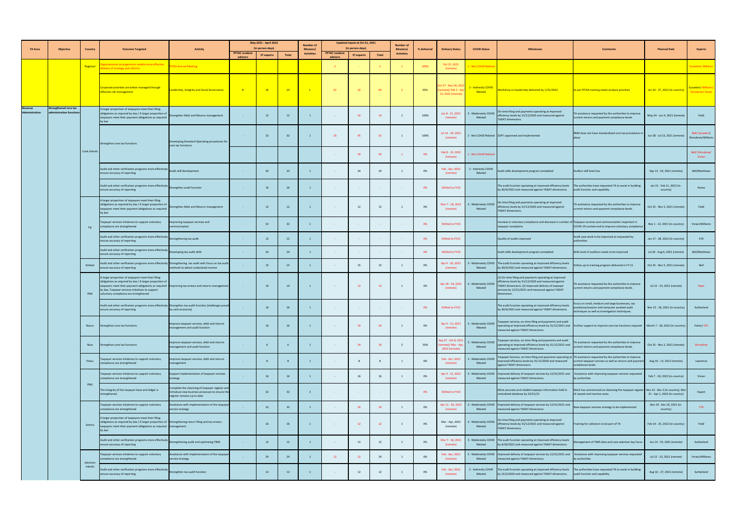| TA Area | Objective | Country | Outcome Targeted | Activity | May 2021 - April 2022 (in person-days) | | | Number of Missions/ Activities | Updated Inputs at Oct 31, 2021 (in person-days) | | | Number of Missions/ Activities | % delivered | Delivery Status | COVID Status | Milestones | Comments | Planned Date | Experts |
|---|---|---|---|---|---|---|---|---|---|---|---|---|---|---|---|---|---|---|---|
| | | | | | PFTAC resident advisors | ST experts | Total | | PFTAC resident advisors | ST experts | Total | | | | | | | | |
| | | Regional | Organizational arrangements enable more effective delivery of strategy and reforms | PITAA Annual Meeting | | | - | | 2 | - | 2 | 1 | 100% | Oct 21, 2021 (remote) | 1 - Not COVID Related | | | | Eysselein/ Williams |
| | | | Corporate priorities are better managed through effective risk management | Leadership, Integrity and Good Governance | 8 | 16 | 24 | 1 | 32 | 32 | 64 | 2 | 50% | Oct 27 - Nov 26, 2021 (remote)/ Feb 2 - Apr 12, 2022 (remote) | 2 - Indirectly COVID Related | Workshop on leadership delivered by 1/31/2022 | As per PITAA training needs analysis priorities | Jan 24 - 27, 2022 (in-country) | Eysselein/ Williams/ Shrosbree/ Vivian |
| Revenue Administration | Strengthened core tax administration functions | Cook Islands | A larger proportion of taxpayers meet their filing obligations as required by law / A larger proportion of taxpayers meet their payment obligations as required by law | Strengthen Debt and Returns management | - | 12 | 12 | 1 | - | 14 | 14 | 1 | 100% | Jun 8 - 21, 2021 (remote) | 3 - Moderately COVID Related | On-time filing and payments operating at improved efficiency levels by 31/12/2020 and measured against TADAT dimensions. | TA assistance requested by the authorities to improve current returns and payment compliance levels. | May 24 - Jun 4, 2021 (remote) | Field |
| | | | Strengthen core tax functions | Developing Standard Operating procedures for core tax functions | - | 32 | 32 | 1 | 16 | 45 | 61 | 1 | 100% | Jul 14 - 29, 2021 (remote) | 1 - Not COVID Related | SOP's approved and implemented | RMD does not have standardized core tax procedures in place | Jun 28 - Jul 13, 2021 (remote) | Bell/ Eysselein/ Shrosbree/Williams |
| | | | | | - | - | - | - | - | 54 | 54 | 1 | 0% | Feb 8 - 23, 2022 (remote) | 1 - Not COVID Related | | | | Bell/ Shrosbree/ Vivian |
| | | | Audit and other verification programs more effectively ensure accuracy of reporting | Audit skill development | - | 24 | 24 | 1 | - | 24 | 24 | 1 | 0% | Feb - Apr, 2022 (remote) | 2 - Indirectly COVID Related | Audit skills development program completed | Auditor skill level low | Sep 13 - 24, 2021 (remote) | Bell/Matthews |
| | | | Audit and other verification programs more effectively ensure accuracy of reporting | Strengthen audit function | - | 16 | 16 | 1 | - | - | - | - | 0% | Shifted to FY23 | | The audit function operating at improved efficiency levels by 30/4/2022 and measured against TADAT dimensions. | The authorities have requested TA to assist in building audit function and capability. | Jan 31 - Feb 11, 2022 (in-country) | Home |
| | | Fiji | A larger proportion of taxpayers meet their filing obligations as required by law / A larger proportion of taxpayers meet their payment obligations as required by law | Strengthen Debt and Returns management | - | 12 | 12 | 1 | - | 12 | 12 | 1 | 0% | Mar 7 - 18, 2022 (remote) | 3 - Moderately COVID Related | On-time filing and payments operating at improved efficiency levels by 31/12/2020 and measured against TADAT dimensions. | TA assistance requested by the authorities to improve current returns and payment compliance levels. | Oct 25 - Nov 5, 2021 (remote) | Field |
| | | | Taxpayer services initiatives to support voluntary compliance are strengthened | Improving taxpayer services and communication | - | 32 | 32 | 1 | - | - | - | - | 0% | Shifted to FY23 | | Increase in voluntary compliance and decrease in number of taxpayer complaints | Taxpayer services and communication important in COVID-19 context and to improve voluntary compliance | Nov 1 - 12, 2021 (in-country) | Vivian/Williams |
| | | | Audit and other verification programs more effectively ensure accuracy of reporting | Strengthening tax audit | - | 12 | 12 | 1 | - | - | - | - | 0% | Shifted to FY23 | | Quality of audits improved | Audit case work to be improved as requested by authorities | Jan 17 - 28, 2022 (in-country) | STX |
| | | | Audit and other verification programs more effectively ensure accuracy of reporting | Developing tax audit skills | - | 24 | 24 | 1 | - | - | - | - | 0% | Shifted to FY23 | | Audit skills development program completed | Skills level of auditors needs to be improved | Jul 26 - Aug 6, 2021 (remote) | Bell/Matthews |
| | | Kiribati | Audit and other verification programs more effectively ensure accuracy of reporting | Strengthening tax audit with focus on tax audit methods to detect undeclared income | - | 15 | 15 | 1 | - | 15 | 15 | 1 | 0% | Apr 4 - 29, 2022 (remote) | 3 - Moderately COVID Related | The audit function operating at improved efficiency levels by 30/4/2022 and measured against TADAT dimensions. | Follow up to training program delivered in FY 21 | Oct 25 - Nov 5, 2021 (remote) | Bell |
| | | RMI | A larger proportion of taxpayers meet their filing obligations as required by law / A larger proportion of taxpayers meet their payment obligations as required by law, Taxpayer services initiatives to support voluntary compliance are strengthened | Improving tax arrears and returns management | - | 14 | 14 | 1 | - | 12 | 12 | 1 | 0% | Apr 18 - 29, 2022 (remote) | 3 - Moderately COVID Related | (1) On-time filing and payments operating at improved efficiency levels by 31/12/2020 and measured against TADAT dimensions. (2) Improved delivery of taxpayer services by 12/31/2021 and measured against TADAT dimensions. | TA assistance requested by the authorities to improve current returns and payment compliance levels. | Jul 12 - 23, 2021 (remote) | Piper |
| | | | Audit and other verification programs more effectively ensure accuracy of reporting | Strengthen tax audit function (challenges posed by cash economy) | - | 16 | 16 | 1 | - | - | - | - | 0% | Shifted to FY23 | | The audit function operating at improved efficiency levels by 30/4/2022 and measured against TADAT dimensions. | Focus on small, medium and large businesses, tax avoidance/evasion and computer assisted audit techniques as well as investigation techniques. | Nov 15 - 26, 2021 (in-country) | Sutherland |
| | | Nauru | Strengthen core tax functions | Improve taxpayer services, debt and returns management and audit function | - | 16 | 16 | 1 | - | 24 | 24 | 1 | 0% | Apr 4 - 15, 2022 (remote) | 3 - Moderately COVID Related | Taxpayer services, on-time filing and payments and audit operating at improved efficiency levels by 31/12/2021 and measured against TADAT dimensions. | Further support to improve core tax functions required | March 7 - 18, 2022 (in-country) | Fisher/ STX |
| | | Niue | Strengthen core tax functions | Improve taxpayer services, debt and returns management and audit function | - | 6 | 6 | 1 | - | 24 | 24 | 2 | 50% | Sep 27 - Oct 8, 2021 (remote)/ Mar - Apr, 2022 (remote) | 3 - Moderately COVID Related | Taxpayer services, on-time filing and payments and audit operating at improved efficiency levels by 31/12/2021 and measured against TADAT dimensions. | TA assistance requested by the authorities to improve current returns and payment compliance levels. | Oct 25 - Nov 2, 2021 (remote) | Shrosbree |
| | | Palau | Taxpayer services initiatives to support voluntary compliance are strengthened | Improve taxpayer services, debt and returns management | - | 8 | 8 | 1 | - | 8 | 8 | 1 | 0% | Feb - Apr, 2022 (remote) | 3 - Moderately COVID Related | Taxpayer Services, on-time filing and payments operating at improved efficiency levels by 31/12/2020 and measured against TADAT dimensions. | TA assistance requested by the authorities to improve current taxpayer services as well as returns and payment compliance levels. | Aug 16 - 13, 2021 (remote) | Lawrence |
| | | PNG | Taxpayer services initiatives to support voluntary compliance are strengthened | Support implementation of taxpayer services strategy | - | 16 | 16 | 1 | - | 16 | 16 | 1 | 0% | Apr 4 - 15, 2022 (remote) | 3 - Moderately COVID Related | Improved delivery of taxpayer services by 12/31/2021 and measured against TADAT dimensions. | Assistance with improving taxpayer services requested by authorities | Feb 7 - 18, 2022 (in-country) | Vivian |
| | | | The integrity of the taxpayer base and ledger is strengthened | Complete the cleansing of taxpayer register and introduce new business processes to ensure the register remains up to date | - | 32 | 32 | 2 | - | - | - | - | 0% | Shifted to FY23 | | More accurate and reliable taxpayer information held in centralized database by 10/31/22 | Work has commenced on cleansing the taxpayer register of ceased and inactive cases. | Nov 22 - Dec 3 (in-country), Mar 21 - Apr 1, 2022 (in-country) | Expert |
| | | Samoa | Taxpayer services initiatives to support voluntary compliance are strengthened | Assistance with implementation of the taxpayer service strategy | - | 32 | 32 | 1 | - | 24 | 24 | 1 | 0% | Apr 21 - 30, 2022 (remote) | 3 - Moderately COVID Related | Improved delivery of taxpayer services by 12/31/2021 and measured against TADAT dimensions. | New taxpayer services strategy to be implemented | Nov 29 - Dec 10, 2021 (in-country) | STX |
| | | | A larger proportion of taxpayers meet their filing obligations as required by law / A larger proportion of taxpayers meet their payment obligations as required by law | Strengthening return filing and tax arrears management | - | 16 | 16 | 1 | - | 12 | 12 | 1 | 0% | Mar - Apr, 2022 (remote) | 3 - Moderately COVID Related | On-time filing and payments operating at improved efficiency levels by 31/12/2021 and measured against TADAT dimensions. | Training for collectors to be part of TA | Feb 14 - 25, 2022 (in-country) | Field |
| | | | Audit and other verification programs more effectively ensure accuracy of reporting | Strengthening audit and optimizing TIMS | - | 12 | 12 | 1 | - | 12 | 12 | 1 | 0% | Mar 7 - 18, 2022 (remote) | 3 - Moderately COVID Related | The audit function operating at improved efficiency levels by 4/30/2022 and measured against TADAT dimensions. | Management of TIMS data and case selection key focus | Jun 14 - 25, 2021 (remote) | Sutherland |
| | | Solomon Islands | Taxpayer services initiatives to support voluntary compliance are strengthened | Assistance with implementation of the taxpayer service strategy | - | 24 | 24 | 1 | 12 | 12 | 24 | 1 | 0% | Feb - Apr, 2022 (remote) | 3 - Moderately COVID Related | Improved delivery of taxpayer services by 12/31/2021 and measured against TADAT dimensions. | Assistance with improving taxpayer services requested by authorities | Jul 12 - 23, 2021 (remote) | Vivian/Williams |
| | | | Audit and other verification programs more effectively ensure accuracy of reporting | Strengthen tax audit function | - | 12 | 12 | 1 | - | 12 | 12 | 1 | 0% | Feb - Apr, 2022 (remote) | 2 - Indirectly COVID Related | The audit function operating at improved efficiency levels by 12/2/2020 and measured against TADAT dimensions. | The authorities have requested TA to assist in building audit function and capability. | Aug 16 - 27, 2021 (remote) | Sutherland |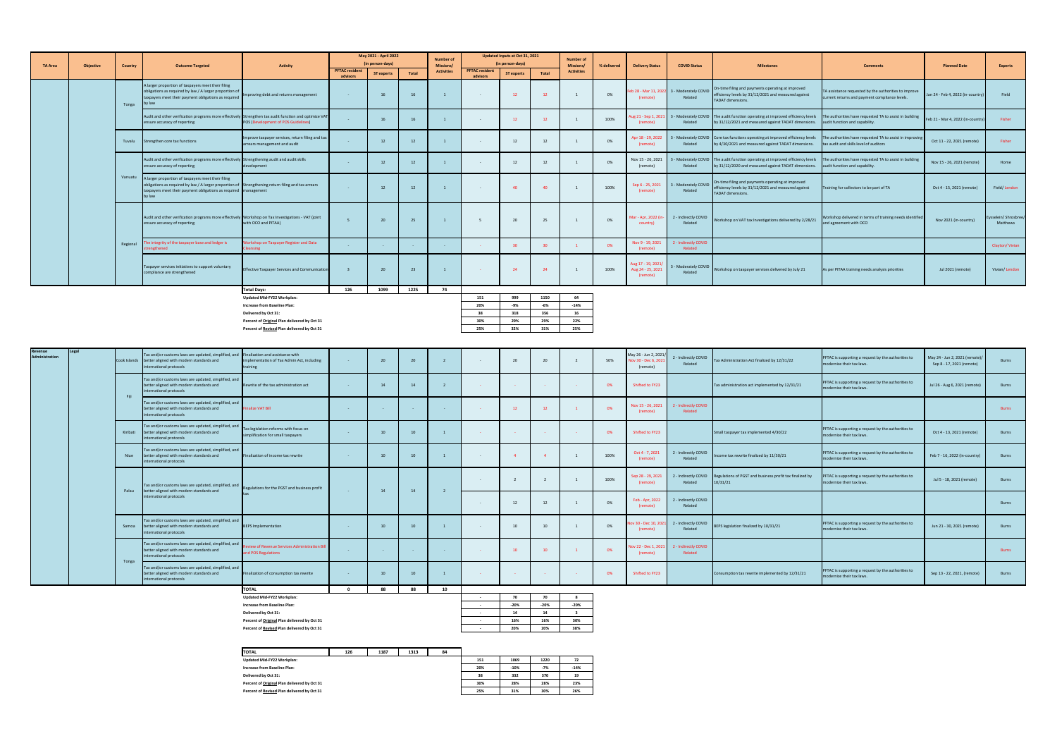| TA Area | Objective | Country | Outcome Targeted | Activity | May 2021 - April 2022 (in person-days) | | | Number of Missions/ Activities | Updated Inputs at Oct 31, 2021 (in person-days) | | | Number of Missions/ Activities | % delivered | Delivery Status | COVID Status | Milestones | Comments | Planned Date | Experts |
|---|---|---|---|---|---|---|---|---|---|---|---|---|---|---|---|---|---|---|---|
| | | | | | PFTAC resident advisors | ST experts | Total | | PFTAC resident advisors | ST experts | Total | | | | | | | | |
| | | Tonga | A larger proportion of taxpayers meet their filing obligations as required by law / A larger proportion of taxpayers meet their payment obligations as required by law | Improving debt and returns management | - | 16 | 16 | 1 | - | 12 | 12 | 1 | 0% | Feb 28 - Mar 11, 2022 (remote) | 3 - Moderately COVID Related | On-time filing and payments operating at improved efficiency levels by 31/12/2021 and measured against TADAT dimensions. | TA assistance requested by the authorities to improve current returns and payment compliance levels. | Jan 24 - Feb 4, 2022 (in-country) | Field |
| | | | Audit and other verification programs more effectively ensure accuracy of reporting | Strengthen tax audit function and optimize VAT POS (Development of POS Guidelines) | - | 16 | 16 | 1 | - | 12 | 12 | 1 | 100% | Aug 21 - Sep 1, 2021 (remote) | 3 - Moderately COVID Related | The audit function operating at improved efficiency levels by 31/12/2021 and measured against TADAT dimensions. | The authorities have requested TA to assist in building audit function and capability. | Feb 21 - Mar 4, 2022 (in-country) | Fisher |
| | | Tuvalu | Strengthen core tax functions | Improve taxpayer services, return filing and tax arrears management and audit | - | 12 | 12 | 1 | - | 12 | 12 | 1 | 0% | Apr 18 - 29, 2022 (remote) | 3 - Moderately COVID Related | Core tax functions operating at improved efficiency levels by 4/30/2021 and measured against TADAT dimensions. | The authorities have requested TA to assist in improving tax audit and skills level of auditors | Oct 11 - 22, 2021 (remote) | Fisher |
| | | Vanuatu | Audit and other verification programs more effectively ensure accuracy of reporting | Strengthening audit and audit skills development | - | 12 | 12 | 1 | - | 12 | 12 | 1 | 0% | Nov 15 - 26, 2021 (remote) | 3 - Moderately COVID Related | The audit function operating at improved efficiency levels by 31/12/2020 and measured against TADAT dimensions. | The authorities have requested TA to assist in building audit function and capability. | Nov 15 - 26, 2021 (remote) | Home |
| | | | A larger proportion of taxpayers meet their filing obligations as required by law / A larger proportion of taxpayers meet their payment obligations as required by law | Strengthening return filing and tax arrears management | - | 12 | 12 | 1 | - | 40 | 40 | 1 | 100% | Sep 6 - 25, 2021 (remote) | 3 - Moderately COVID Related | On-time filing and payments operating at improved efficiency levels by 31/12/2021 and measured against TADAT dimensions. | Training for collectors to be part of TA | Oct 4 - 15, 2021 (remote) | Field/ Lendon |
| | | Regional | Audit and other verification programs more effectively ensure accuracy of reporting | Workshop on Tax Investigations - VAT (joint with OCO and PITAA) | 5 | 20 | 25 | 1 | 5 | 20 | 25 | 1 | 0% | Mar - Apr, 2022 (in-country) | 2 - Indirectly COVID Related | Workshop on VAT tax investigations delivered by 2/28/21 | Workshop delivered in terms of training needs identified and agreement with OCO | Nov 2021 (in-country) | Eysselein/ Shrosbree/ Matthews |
| | | | The integrity of the taxpayer base and ledger is strengthened | Workshop on Taxpayer Register and Data Cleansing | - | - | - | - | - | 30 | 30 | 1 | 0% | Nov 9 - 19, 2021 (remote) | 2 - Indirectly COVID Related | | | | Clayton/ Vivian |
| | | | Taxpayer services initiatives to support voluntary compliance are strengthened | Effective Taxpayer Services and Communication | 3 | 20 | 23 | 1 | - | 24 | 24 | 1 | 100% | Aug 17 - 19, 2021/ Aug 24 - 25, 2021 (remote) | 3 - Moderately COVID Related | Workshop on taxpayer services delivered by July 21 | As per PITAA training needs analysis priorities | Jul 2021 (remote) | Vivian/ Lendon |
| | | | | **Total Days:** | 126 | 1099 | 1225 | 74 | | | | | | | | | | | |
| | | | | **Updated Mid-FY22 Workplan:** | | | | | 151 | 999 | 1150 | 64 | | | | | | | |
| | | | | **Increase from Baseline Plan:** | | | | | 20% | -9% | -6% | -14% | | | | | | | |
| | | | | **Delivered by Oct 31:** | | | | | 38 | 318 | 356 | 16 | | | | | | | |
| | | | | **Percent of Original Plan delivered by Oct 31** | | | | | 30% | 29% | 29% | 22% | | | | | | | |
| | | | | **Percent of Revised Plan delivered by Oct 31** | | | | | 25% | 32% | 31% | 25% | | | | | | | |

| TA Area | Objective | Country | Outcome Targeted | Activity | PFTAC resident advisors | ST experts | Total | Number of Missions/ Activities | PFTAC resident advisors | ST experts | Total | Number of Missions/ Activities | % delivered | Delivery Status | COVID Status | Milestones | Comments | Planned Date | Experts |
|---|---|---|---|---|---|---|---|---|---|---|---|---|---|---|---|---|---|---|---|
| Revenue Administration | Legal | Cook Islands | Tax and/or customs laws are updated, simplified, and better aligned with modern standards and international protocols | Finalization and assistance with implementation of Tax Admin Act, including training | - | 20 | 20 | 2 | - | 20 | 20 | 2 | 50% | May 26 - Jun 2, 2021/ Nov 30 - Dec 6, 2021 (remote) | 2 - Indirectly COVID Related | Tax Administration Act finalized by 12/31/22 | PFTAC is supporting a request by the authorities to modernize their tax laws. | May 24 - Jun 2, 2021 (remote)/ Sep 8 - 17, 2021 (remote) | Burns |
| | | Fiji | Tax and/or customs laws are updated, simplified, and better aligned with modern standards and international protocols | Rewrite of the tax administration act | - | 14 | 14 | 2 | - | - | - | - | 0% | Shifted to FY23 | | Tax administration act implemented by 12/31/21 | PFTAC is supporting a request by the authorities to modernize their tax laws. | Jul 26 - Aug 6, 2021 (remote) | Burns |
| | | | Tax and/or customs laws are updated, simplified, and better aligned with modern standards and international protocols | Finalize VAT Bill | - | - | - | - | - | 12 | 12 | 1 | 0% | Nov 15 - 26, 2021 (remote) | 2 - Indirectly COVID Related | | | | Burns |
| | | Kiribati | Tax and/or customs laws are updated, simplified, and better aligned with modern standards and international protocols | Tax legislation reforms with focus on simplification for small taxpayers | - | 10 | 10 | 1 | - | - | - | - | 0% | Shifted to FY23 | | Small taxpayer tax implemented 4/30/22 | PFTAC is supporting a request by the authorities to modernize their tax laws. | Oct 4 - 13, 2021 (remote) | Burns |
| | | Niue | Tax and/or customs laws are updated, simplified, and better aligned with modern standards and international protocols | Finalization of income tax rewrite | - | 10 | 10 | 1 | - | 4 | 4 | 1 | 100% | Oct 4 - 7, 2021 (remote) | 2 - Indirectly COVID Related | Income tax rewrite finalized by 11/30/21 | PFTAC is supporting a request by the authorities to modernize their tax laws. | Feb 7 - 16, 2022 (in-country) | Burns |
| | | Palau | Tax and/or customs laws are updated, simplified, and better aligned with modern standards and international protocols | Regulations for the PGST and business profit tax | - | 14 | 14 | 2 | - | 2 | 2 | 1 | 100% | Sep 28 - 29, 2021 (remote) | 2 - Indirectly COVID Related | Regulations of PGST and business profit tax finalized by 10/31/21 | PFTAC is supporting a request by the authorities to modernize their tax laws. | Jul 5 - 18, 2021 (remote) | Burns |
| | | | | | | | | | - | 12 | 12 | 1 | 0% | Feb - Apr, 2022 (remote) | 2 - Indirectly COVID Related | | | | Burns |
| | | Samoa | Tax and/or customs laws are updated, simplified, and better aligned with modern standards and international protocols | BEPS Implementation | - | 10 | 10 | 1 | - | 10 | 10 | 1 | 0% | Nov 30 - Dec 10, 2021 (remote) | 2 - Indirectly COVID Related | BEPS legislation finalized by 10/31/21 | PFTAC is supporting a request by the authorities to modernize their tax laws. | Jun 21 - 30, 2021 (remote) | Burns |
| | | Tonga | Tax and/or customs laws are updated, simplified, and better aligned with modern standards and international protocols | Review of Revenue Services Administration Bill and POS Regulations | - | - | - | - | - | 10 | 10 | 1 | 0% | Nov 22 - Dec 1, 2021 (remote) | 2 - Indirectly COVID Related | | | | Burns |
| | | | Tax and/or customs laws are updated, simplified, and better aligned with modern standards and international protocols | Finalization of consumption tax rewrite | - | 10 | 10 | 1 | - | - | - | - | 0% | Shifted to FY23 | | Consumption tax rewrite implemented by 12/31/21 | PFTAC is supporting a request by the authorities to modernize their tax laws. | Sep 13 - 22, 2021 (remote) | Burns |
| | | | | **TOTAL** | 0 | 88 | 88 | 10 | | | | | | | | | | | |
| | | | | **Updated Mid-FY22 Workplan:** | | | | | - | 70 | 70 | 8 | | | | | | | |
| | | | | **Increase from Baseline Plan:** | | | | | - | -20% | -20% | -20% | | | | | | | |
| | | | | **Delivered by Oct 31:** | | | | | - | 14 | 14 | 3 | | | | | | | |
| | | | | **Percent of Original Plan delivered by Oct 31** | | | | | - | 16% | 16% | 30% | | | | | | | |
| | | | | **Percent of Revised Plan delivered by Oct 31** | | | | | - | 20% | 20% | 38% | | | | | | | |

| | | | | | |
|---|---|---|---|---|---|
| **TOTAL** | 126 | 1187 | 1313 | 84 | |
| **Updated Mid-FY22 Workplan:** | 151 | 1069 | 1220 | 72 | |
| **Increase from Baseline Plan:** | 20% | -10% | -7% | -14% | |
| **Delivered by Oct 31:** | 38 | 332 | 370 | 19 | |
| **Percent of Original Plan delivered by Oct 31** | 30% | 28% | 28% | 23% | |
| **Percent of Revised Plan delivered by Oct 31** | 25% | 31% | 30% | 26% | |